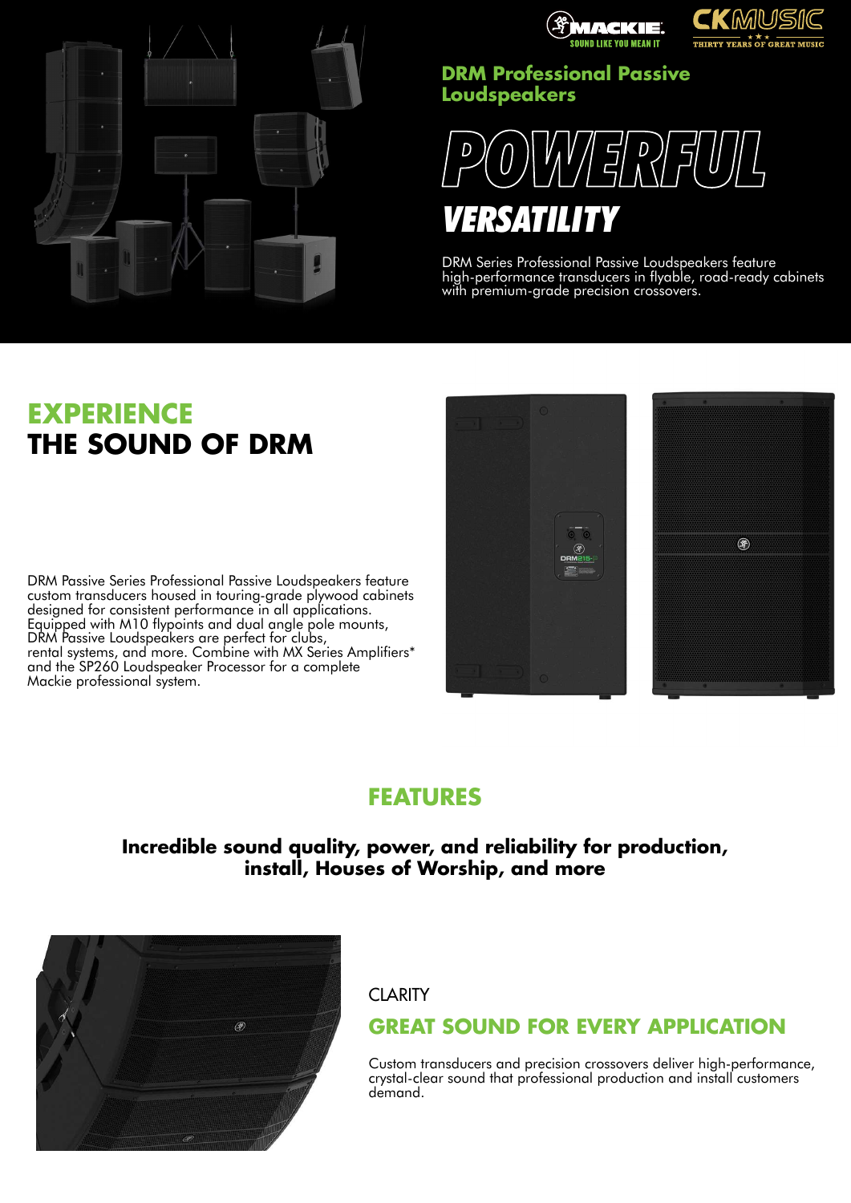MACKIE. SOUND LIKE YOU MEAN IT

CKMUSIC THIRTY YEARS OF GREAT MUSIC

## DRM Professional Passive Loudspeakers

# POWERFUL
## VERSATILITY

DRM Series Professional Passive Loudspeakers feature high-performance transducers in flyable, road-ready cabinets with premium-grade precision crossovers.

## EXPERIENCE THE SOUND OF DRM

DRM Passive Series Professional Passive Loudspeakers feature custom transducers housed in touring-grade plywood cabinets designed for consistent performance in all applications. Equipped with M10 flypoints and dual angle pole mounts, DRM Passive Loudspeakers are perfect for clubs, rental systems, and more. Combine with MX Series Amplifiers* and the SP260 Loudspeaker Processor for a complete Mackie professional system.

## FEATURES

**Incredible sound quality, power, and reliability for production, install, Houses of Worship, and more**

CLARITY

### GREAT SOUND FOR EVERY APPLICATION

Custom transducers and precision crossovers deliver high-performance, crystal-clear sound that professional production and install customers demand.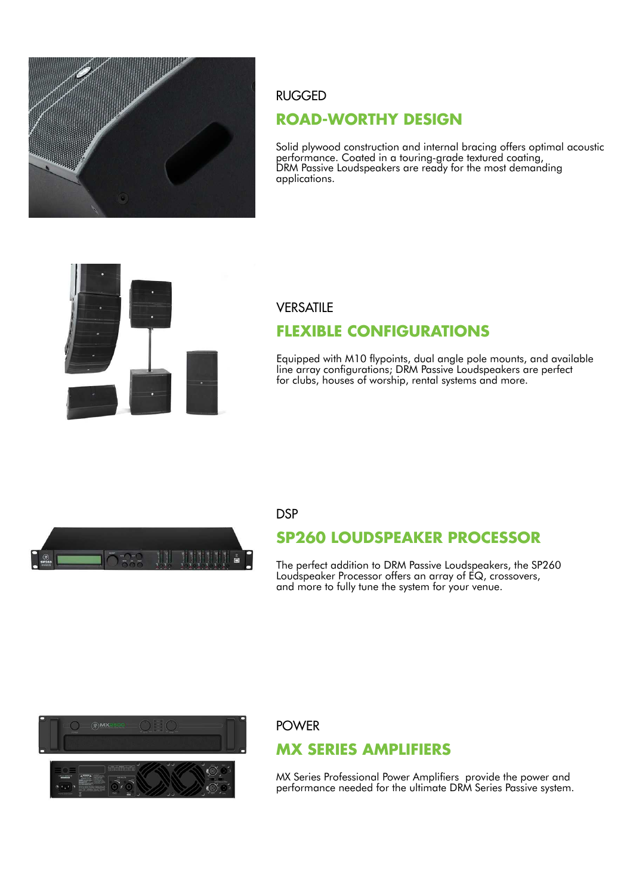RUGGED

## ROAD-WORTHY DESIGN

Solid plywood construction and internal bracing offers optimal acoustic performance. Coated in a touring-grade textured coating, DRM Passive Loudspeakers are ready for the most demanding applications.

VERSATILE

## FLEXIBLE CONFIGURATIONS

Equipped with M10 flypoints, dual angle pole mounts, and available line array configurations; DRM Passive Loudspeakers are perfect for clubs, houses of worship, rental systems and more.

DSP

## SP260 LOUDSPEAKER PROCESSOR

The perfect addition to DRM Passive Loudspeakers, the SP260 Loudspeaker Processor offers an array of EQ, crossovers, and more to fully tune the system for your venue.

POWER

## MX SERIES AMPLIFIERS

MX Series Professional Power Amplifiers provide the power and performance needed for the ultimate DRM Series Passive system.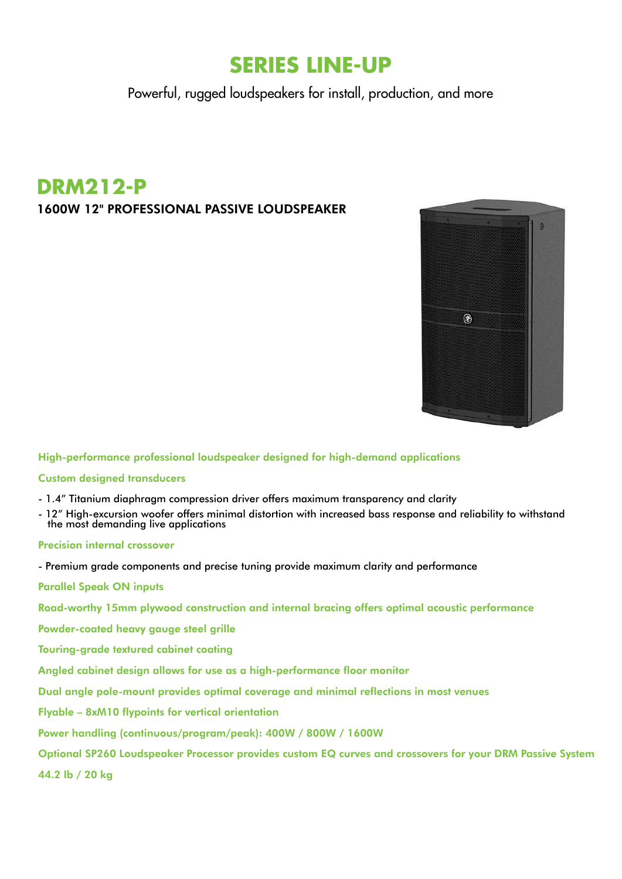# SERIES LINE-UP

Powerful, rugged loudspeakers for install, production, and more

## DRM212-P

### 1600W 12" PROFESSIONAL PASSIVE LOUDSPEAKER

**High-performance professional loudspeaker designed for high-demand applications**

**Custom designed transducers**

- 1.4″ Titanium diaphragm compression driver offers maximum transparency and clarity
- 12″ High-excursion woofer offers minimal distortion with increased bass response and reliability to withstand the most demanding live applications

**Precision internal crossover**

- Premium grade components and precise tuning provide maximum clarity and performance

**Parallel Speak ON inputs**

**Road-worthy 15mm plywood construction and internal bracing offers optimal acoustic performance**

**Powder-coated heavy gauge steel grille**

**Touring-grade textured cabinet coating**

**Angled cabinet design allows for use as a high-performance floor monitor**

**Dual angle pole-mount provides optimal coverage and minimal reflections in most venues**

**Flyable – 8xM10 flypoints for vertical orientation**

**Power handling (continuous/program/peak): 400W / 800W / 1600W**

**Optional SP260 Loudspeaker Processor provides custom EQ curves and crossovers for your DRM Passive System**

**44.2 lb / 20 kg**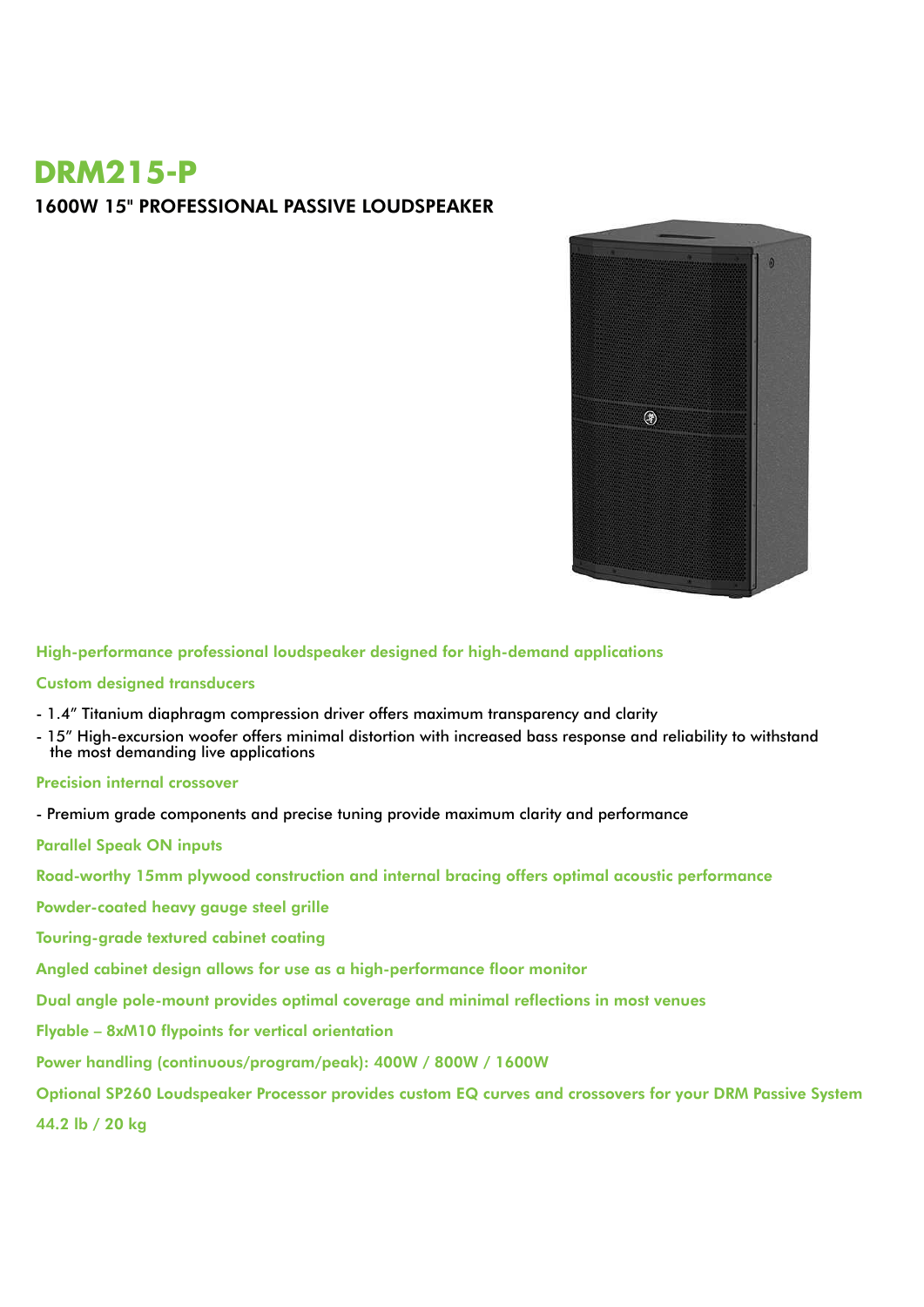# DRM215-P

## 1600W 15" PROFESSIONAL PASSIVE LOUDSPEAKER

**High-performance professional loudspeaker designed for high-demand applications**

**Custom designed transducers**

- 1.4" Titanium diaphragm compression driver offers maximum transparency and clarity
- 15" High-excursion woofer offers minimal distortion with increased bass response and reliability to withstand the most demanding live applications

**Precision internal crossover**

- Premium grade components and precise tuning provide maximum clarity and performance

**Parallel Speak ON inputs**

**Road-worthy 15mm plywood construction and internal bracing offers optimal acoustic performance**

**Powder-coated heavy gauge steel grille**

**Touring-grade textured cabinet coating**

**Angled cabinet design allows for use as a high-performance floor monitor**

**Dual angle pole-mount provides optimal coverage and minimal reflections in most venues**

**Flyable – 8xM10 flypoints for vertical orientation**

**Power handling (continuous/program/peak): 400W / 800W / 1600W**

**Optional SP260 Loudspeaker Processor provides custom EQ curves and crossovers for your DRM Passive System**

**44.2 lb / 20 kg**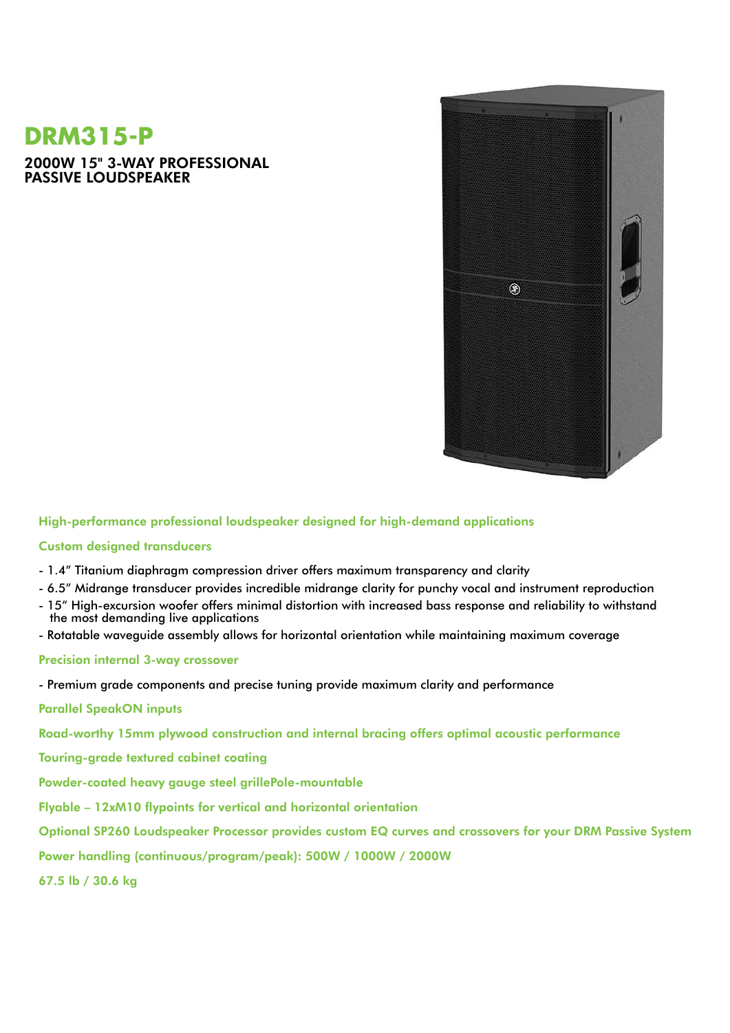# DRM315-P

## 2000W 15" 3-WAY PROFESSIONAL PASSIVE LOUDSPEAKER

**High-performance professional loudspeaker designed for high-demand applications**

**Custom designed transducers**

- 1.4" Titanium diaphragm compression driver offers maximum transparency and clarity
- 6.5" Midrange transducer provides incredible midrange clarity for punchy vocal and instrument reproduction
- 15" High-excursion woofer offers minimal distortion with increased bass response and reliability to withstand the most demanding live applications
- Rotatable waveguide assembly allows for horizontal orientation while maintaining maximum coverage

**Precision internal 3-way crossover**

- Premium grade components and precise tuning provide maximum clarity and performance

**Parallel SpeakON inputs**

**Road-worthy 15mm plywood construction and internal bracing offers optimal acoustic performance**

**Touring-grade textured cabinet coating**

**Powder-coated heavy gauge steel grillePole-mountable**

**Flyable – 12xM10 flypoints for vertical and horizontal orientation**

**Optional SP260 Loudspeaker Processor provides custom EQ curves and crossovers for your DRM Passive System**

**Power handling (continuous/program/peak): 500W / 1000W / 2000W**

**67.5 lb / 30.6 kg**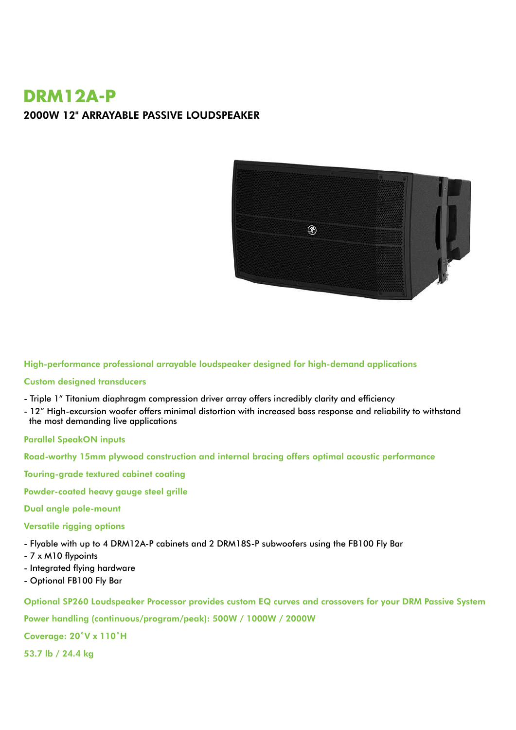# DRM12A-P

## 2000W 12" ARRAYABLE PASSIVE LOUDSPEAKER

**High-performance professional arrayable loudspeaker designed for high-demand applications**

**Custom designed transducers**

- Triple 1" Titanium diaphragm compression driver array offers incredibly clarity and efficiency
- 12" High-excursion woofer offers minimal distortion with increased bass response and reliability to withstand the most demanding live applications

**Parallel SpeakON inputs**

**Road-worthy 15mm plywood construction and internal bracing offers optimal acoustic performance**

**Touring-grade textured cabinet coating**

**Powder-coated heavy gauge steel grille**

**Dual angle pole-mount**

**Versatile rigging options**

- Flyable with up to 4 DRM12A-P cabinets and 2 DRM18S-P subwoofers using the FB100 Fly Bar
- 7 x M10 flypoints
- Integrated flying hardware
- Optional FB100 Fly Bar

**Optional SP260 Loudspeaker Processor provides custom EQ curves and crossovers for your DRM Passive System**

**Power handling (continuous/program/peak): 500W / 1000W / 2000W**

**Coverage: 20˚V x 110˚H**

**53.7 lb / 24.4 kg**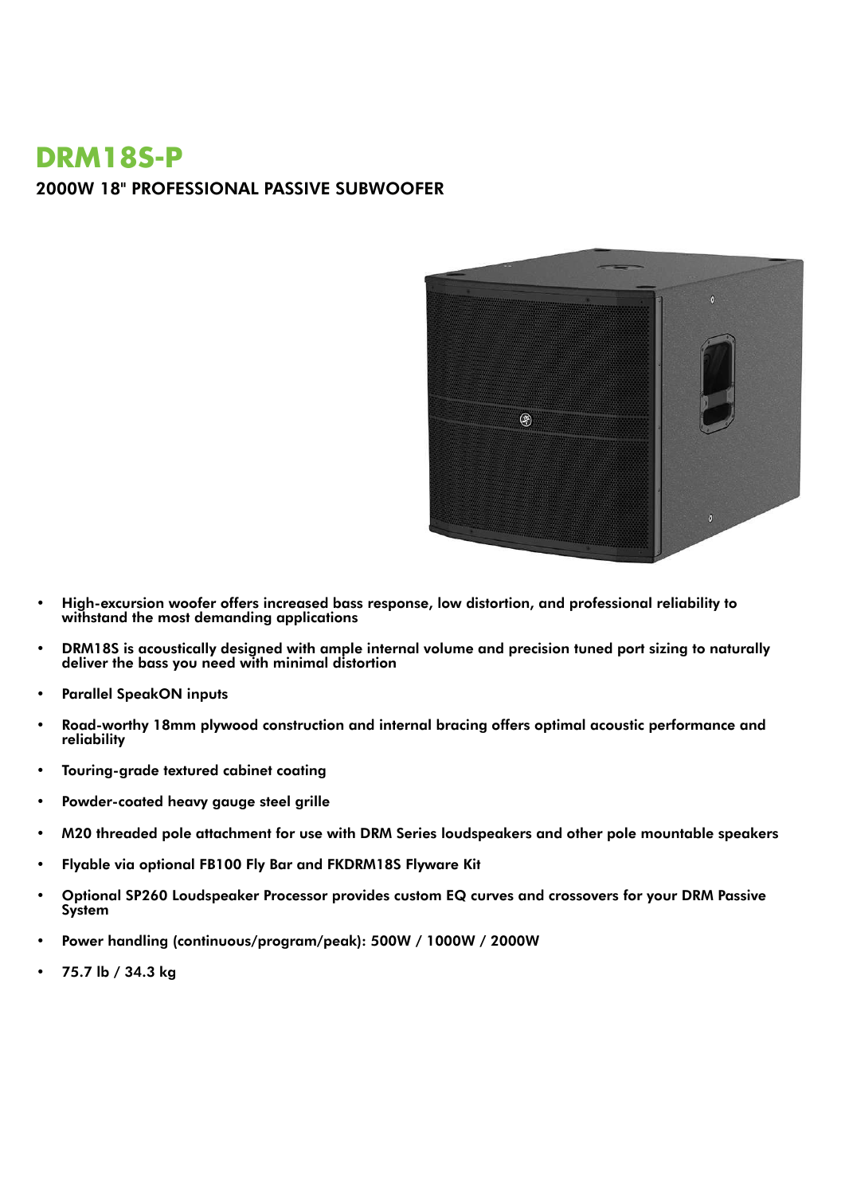# DRM18S-P

## 2000W 18" PROFESSIONAL PASSIVE SUBWOOFER

- High-excursion woofer offers increased bass response, low distortion, and professional reliability to withstand the most demanding applications
- DRM18S is acoustically designed with ample internal volume and precision tuned port sizing to naturally deliver the bass you need with minimal distortion
- Parallel SpeakON inputs
- Road-worthy 18mm plywood construction and internal bracing offers optimal acoustic performance and reliability
- Touring-grade textured cabinet coating
- Powder-coated heavy gauge steel grille
- M20 threaded pole attachment for use with DRM Series loudspeakers and other pole mountable speakers
- Flyable via optional FB100 Fly Bar and FKDRM18S Flyware Kit
- Optional SP260 Loudspeaker Processor provides custom EQ curves and crossovers for your DRM Passive System
- Power handling (continuous/program/peak): 500W / 1000W / 2000W
- 75.7 lb / 34.3 kg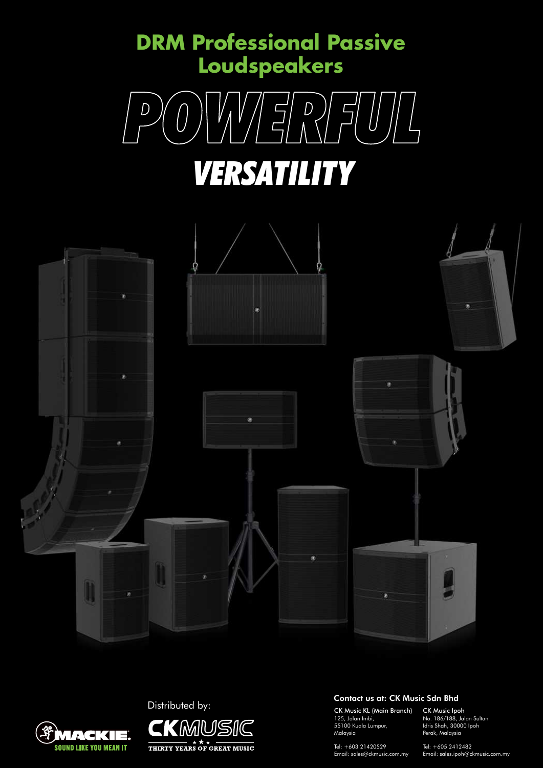# DRM Professional Passive Loudspeakers

## POWERFUL

## *VERSATILITY*

MACKIE.
SOUND LIKE YOU MEAN IT

Distributed by:

CKMUSIC
THIRTY YEARS OF GREAT MUSIC

**Contact us at: CK Music Sdn Bhd**

CK Music KL (Main Branch)
125, Jalan Imbi,
55100 Kuala Lumpur,
Malaysia

Tel: +603 21420529
Email: sales@ckmusic.com.my

CK Music Ipoh
No. 186/188, Jalan Sultan
Idris Shah, 30000 Ipoh
Perak, Malaysia

Tel: +605 2412482
Email: sales.ipoh@ckmusic.com.my